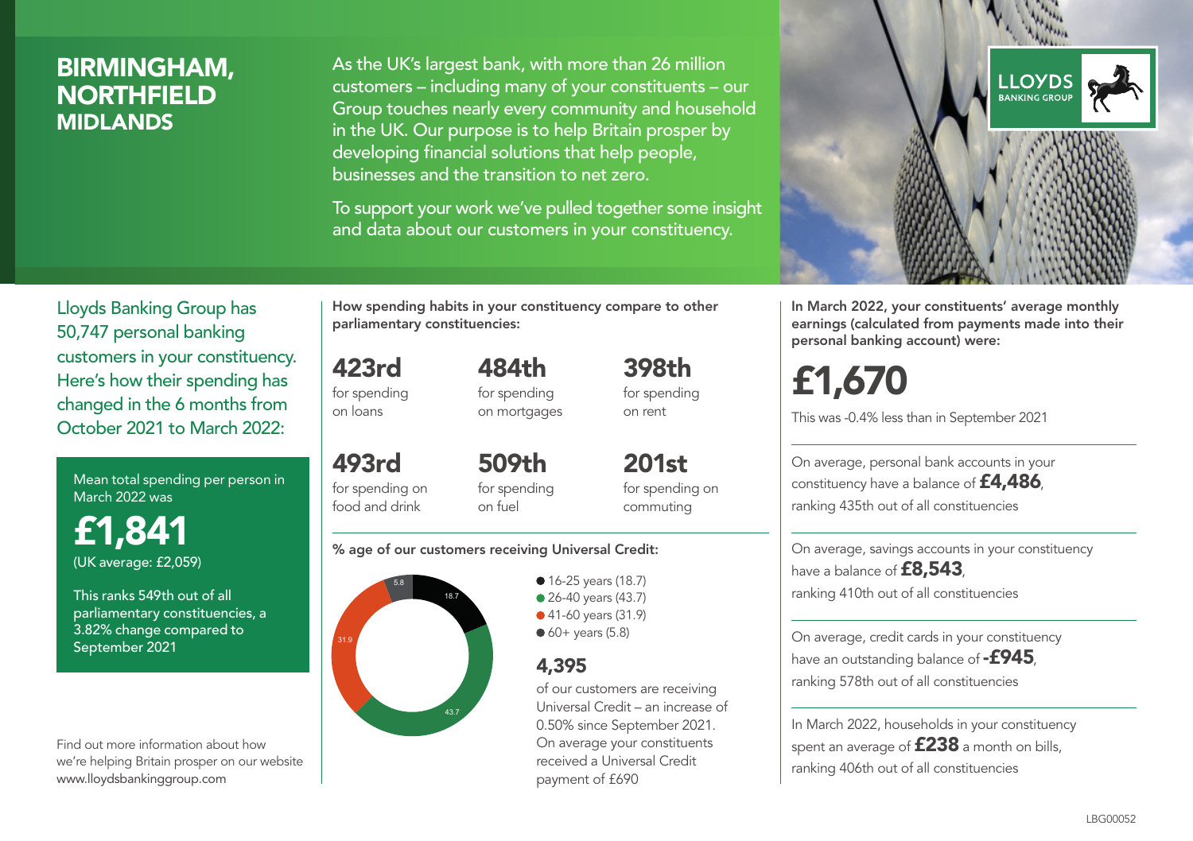# BIRMINGHAM, NORTHFIELD
## MIDLANDS

As the UK's largest bank, with more than 26 million customers – including many of your constituents – our Group touches nearly every community and household in the UK. Our purpose is to help Britain prosper by developing financial solutions that help people, businesses and the transition to net zero.

To support your work we've pulled together some insight and data about our customers in your constituency.

LLOYDS BANKING GROUP

Lloyds Banking Group has 50,747 personal banking customers in your constituency. Here's how their spending has changed in the 6 months from October 2021 to March 2022:

Mean total spending per person in March 2022 was

**£1,841**
(UK average: £2,059)

This ranks 549th out of all parliamentary constituencies, a 3.82% change compared to September 2021

Find out more information about how we're helping Britain prosper on our website www.lloydsbankinggroup.com

**How spending habits in your constituency compare to other parliamentary constituencies:**

**423rd** for spending on loans

**484th** for spending on mortgages

**398th** for spending on rent

**493rd** for spending on food and drink

**509th** for spending on fuel

**201st** for spending on commuting

**% age of our customers receiving Universal Credit:**

- 16-25 years (18.7)
- 26-40 years (43.7)
- 41-60 years (31.9)
- 60+ years (5.8)

**4,395**
of our customers are receiving Universal Credit – an increase of 0.50% since September 2021. On average your constituents received a Universal Credit payment of £690

**In March 2022, your constituents' average monthly earnings (calculated from payments made into their personal banking account) were:**

**£1,670**

This was -0.4% less than in September 2021

On average, personal bank accounts in your constituency have a balance of **£4,486**, ranking 435th out of all constituencies

On average, savings accounts in your constituency have a balance of **£8,543**, ranking 410th out of all constituencies

On average, credit cards in your constituency have an outstanding balance of **-£945**, ranking 578th out of all constituencies

In March 2022, households in your constituency spent an average of **£238** a month on bills, ranking 406th out of all constituencies

LBG00052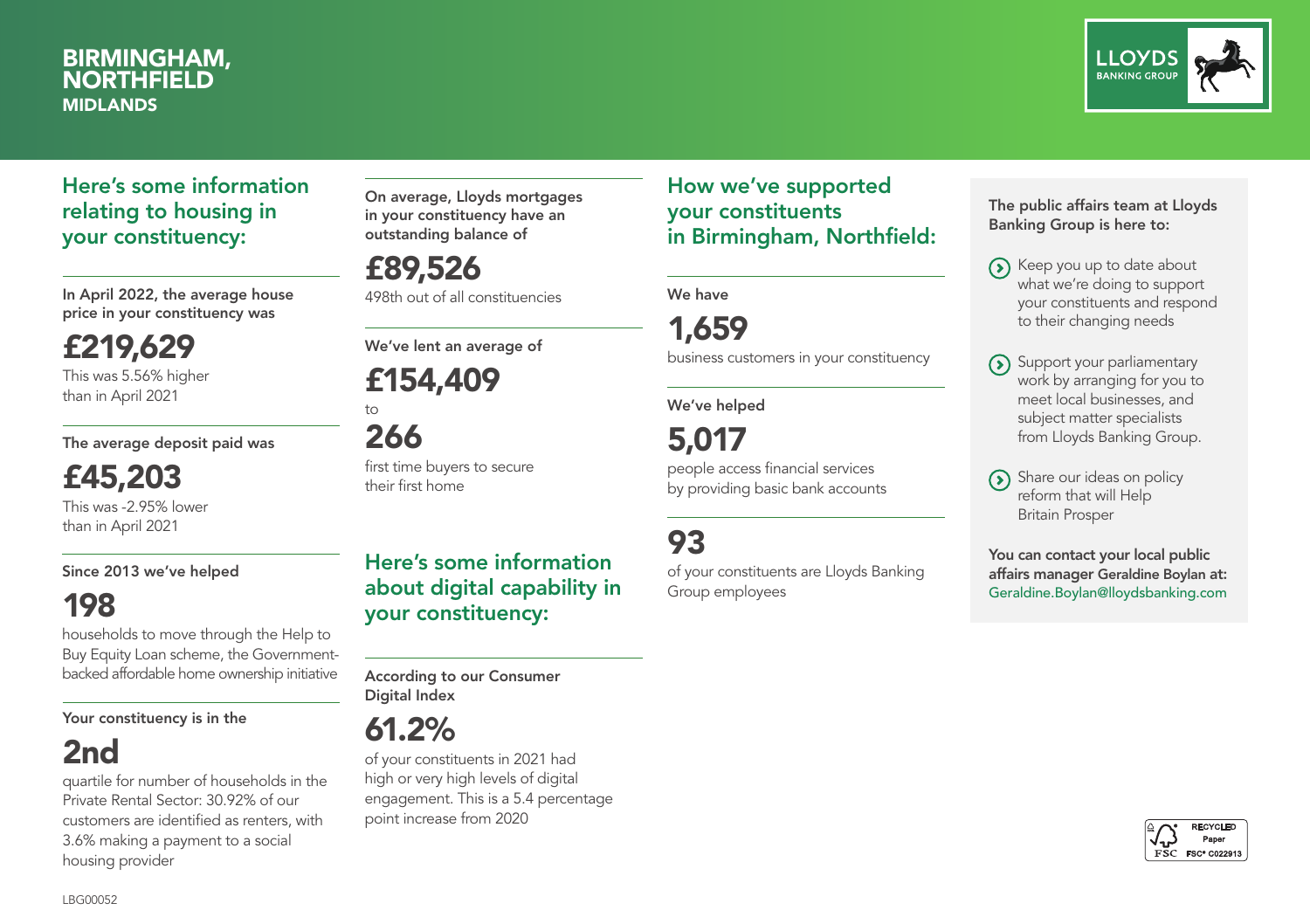# BIRMINGHAM, NORTHFIELD
## MIDLANDS

LLOYDS BANKING GROUP

## Here's some information relating to housing in your constituency:

**In April 2022, the average house price in your constituency was**

**£219,629**

This was 5.56% higher than in April 2021

**The average deposit paid was**

**£45,203**

This was -2.95% lower than in April 2021

**Since 2013 we've helped**

**198**

households to move through the Help to Buy Equity Loan scheme, the Government-backed affordable home ownership initiative

**Your constituency is in the**

**2nd**

quartile for number of households in the Private Rental Sector: 30.92% of our customers are identified as renters, with 3.6% making a payment to a social housing provider

**On average, Lloyds mortgages in your constituency have an outstanding balance of**

**£89,526**

498th out of all constituencies

**We've lent an average of**

**£154,409**

to

**266**

first time buyers to secure their first home

## Here's some information about digital capability in your constituency:

**According to our Consumer Digital Index**

**61.2%**

of your constituents in 2021 had high or very high levels of digital engagement. This is a 5.4 percentage point increase from 2020

## How we've supported your constituents in Birmingham, Northfield:

**We have**

**1,659**

business customers in your constituency

**We've helped**

**5,017**

people access financial services by providing basic bank accounts

**93**

of your constituents are Lloyds Banking Group employees

**The public affairs team at Lloyds Banking Group is here to:**

- Keep you up to date about what we're doing to support your constituents and respond to their changing needs
- Support your parliamentary work by arranging for you to meet local businesses, and subject matter specialists from Lloyds Banking Group.
- Share our ideas on policy reform that will Help Britain Prosper

**You can contact your local public affairs manager Geraldine Boylan at:**
Geraldine.Boylan@lloydsbanking.com

RECYCLED Paper FSC® C022913

LBG00052